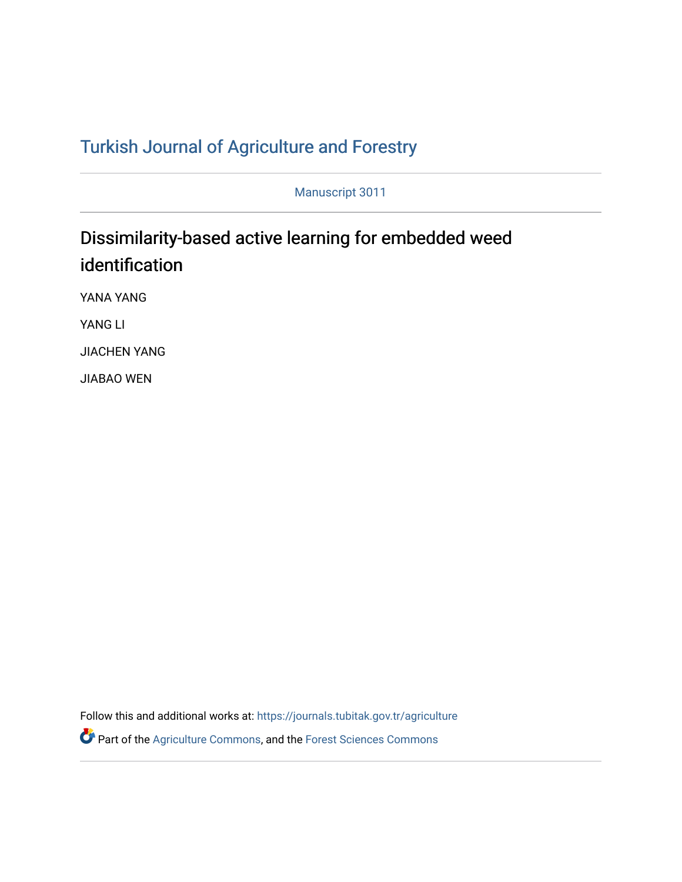# Turkish Journal of Agriculture and Forestry

Manuscript 3011

## Dissimilarity-based active learning for embedded weed identification

YANA YANG

YANG LI

JIACHEN YANG

JIABAO WEN

Follow this and additional works at: https://journals.tubitak.gov.tr/agriculture

Part of the Agriculture Commons, and the Forest Sciences Commons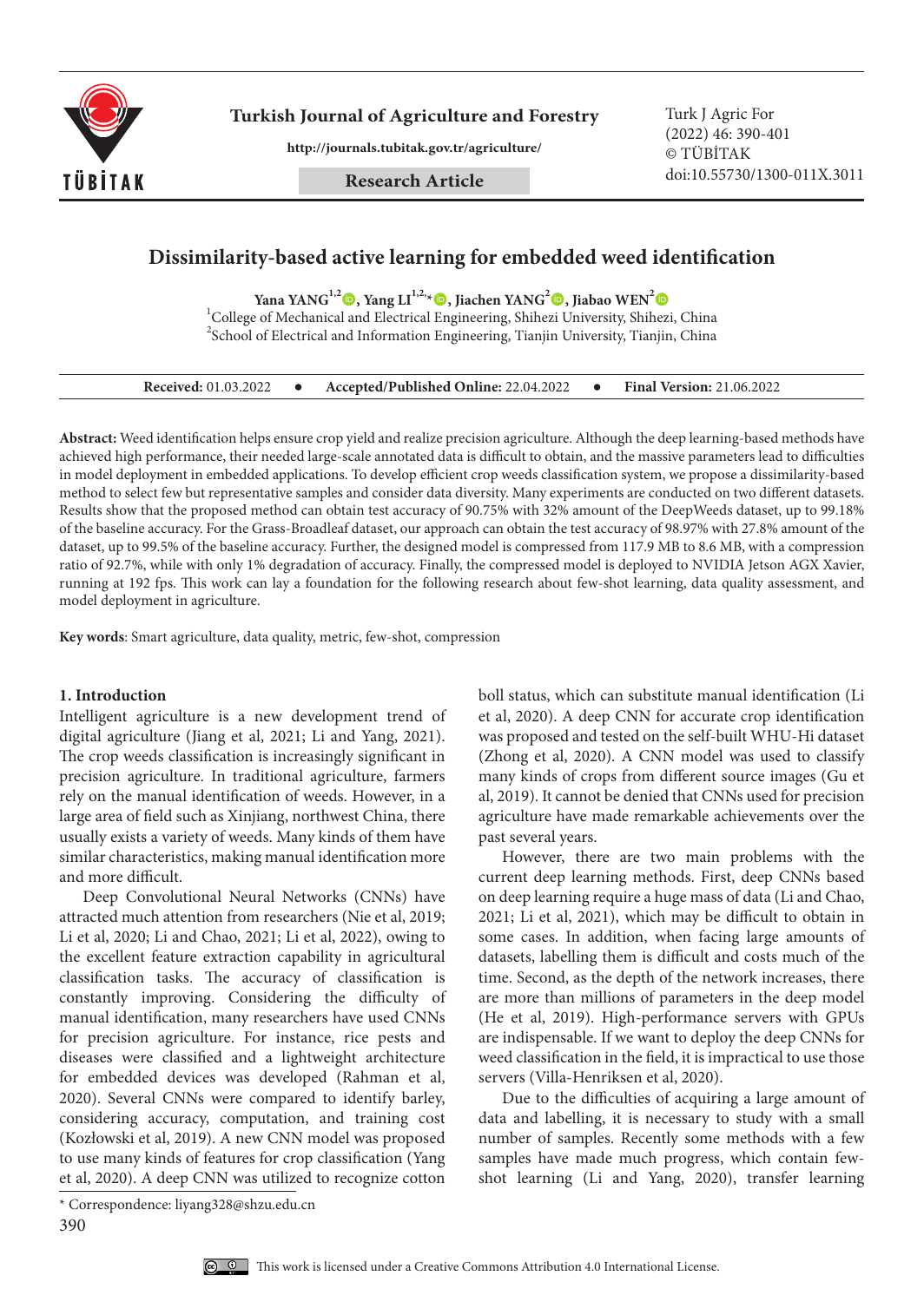Turkish Journal of Agriculture and Forestry

http://journals.tubitak.gov.tr/agriculture/

Research Article

Turk J Agric For
(2022) 46: 390-401
© TÜBİTAK
doi:10.55730/1300-011X.3011

# Dissimilarity-based active learning for embedded weed identification

**Yana YANG**[1,2], **Yang LI**[1,2,*], **Jiachen YANG**[2], **Jiabao WEN**[2]

[1]College of Mechanical and Electrical Engineering, Shihezi University, Shihezi, China
[2]School of Electrical and Information Engineering, Tianjin University, Tianjin, China

**Received:** 01.03.2022 • **Accepted/Published Online:** 22.04.2022 • **Final Version:** 21.06.2022

**Abstract:** Weed identification helps ensure crop yield and realize precision agriculture. Although the deep learning-based methods have achieved high performance, their needed large-scale annotated data is difficult to obtain, and the massive parameters lead to difficulties in model deployment in embedded applications. To develop efficient crop weeds classification system, we propose a dissimilarity-based method to select few but representative samples and consider data diversity. Many experiments are conducted on two different datasets. Results show that the proposed method can obtain test accuracy of 90.75% with 32% amount of the DeepWeeds dataset, up to 99.18% of the baseline accuracy. For the Grass-Broadleaf dataset, our approach can obtain the test accuracy of 98.97% with 27.8% amount of the dataset, up to 99.5% of the baseline accuracy. Further, the designed model is compressed from 117.9 MB to 8.6 MB, with a compression ratio of 92.7%, while with only 1% degradation of accuracy. Finally, the compressed model is deployed to NVIDIA Jetson AGX Xavier, running at 192 fps. This work can lay a foundation for the following research about few-shot learning, data quality assessment, and model deployment in agriculture.

**Key words**: Smart agriculture, data quality, metric, few-shot, compression

## 1. Introduction

Intelligent agriculture is a new development trend of digital agriculture (Jiang et al, 2021; Li and Yang, 2021). The crop weeds classification is increasingly significant in precision agriculture. In traditional agriculture, farmers rely on the manual identification of weeds. However, in a large area of field such as Xinjiang, northwest China, there usually exists a variety of weeds. Many kinds of them have similar characteristics, making manual identification more and more difficult.

Deep Convolutional Neural Networks (CNNs) have attracted much attention from researchers (Nie et al, 2019; Li et al, 2020; Li and Chao, 2021; Li et al, 2022), owing to the excellent feature extraction capability in agricultural classification tasks. The accuracy of classification is constantly improving. Considering the difficulty of manual identification, many researchers have used CNNs for precision agriculture. For instance, rice pests and diseases were classified and a lightweight architecture for embedded devices was developed (Rahman et al, 2020). Several CNNs were compared to identify barley, considering accuracy, computation, and training cost (Kozłowski et al, 2019). A new CNN model was proposed to use many kinds of features for crop classification (Yang et al, 2020). A deep CNN was utilized to recognize cotton boll status, which can substitute manual identification (Li et al, 2020). A deep CNN for accurate crop identification was proposed and tested on the self-built WHU-Hi dataset (Zhong et al, 2020). A CNN model was used to classify many kinds of crops from different source images (Gu et al, 2019). It cannot be denied that CNNs used for precision agriculture have made remarkable achievements over the past several years.

However, there are two main problems with the current deep learning methods. First, deep CNNs based on deep learning require a huge mass of data (Li and Chao, 2021; Li et al, 2021), which may be difficult to obtain in some cases. In addition, when facing large amounts of datasets, labelling them is difficult and costs much of the time. Second, as the depth of the network increases, there are more than millions of parameters in the deep model (He et al, 2019). High-performance servers with GPUs are indispensable. If we want to deploy the deep CNNs for weed classification in the field, it is impractical to use those servers (Villa-Henriksen et al, 2020).

Due to the difficulties of acquiring a large amount of data and labelling, it is necessary to study with a small number of samples. Recently some methods with a few samples have made much progress, which contain few-shot learning (Li and Yang, 2020), transfer learning

\* Correspondence: liyang328@shzu.edu.cn

This work is licensed under a Creative Commons Attribution 4.0 International License.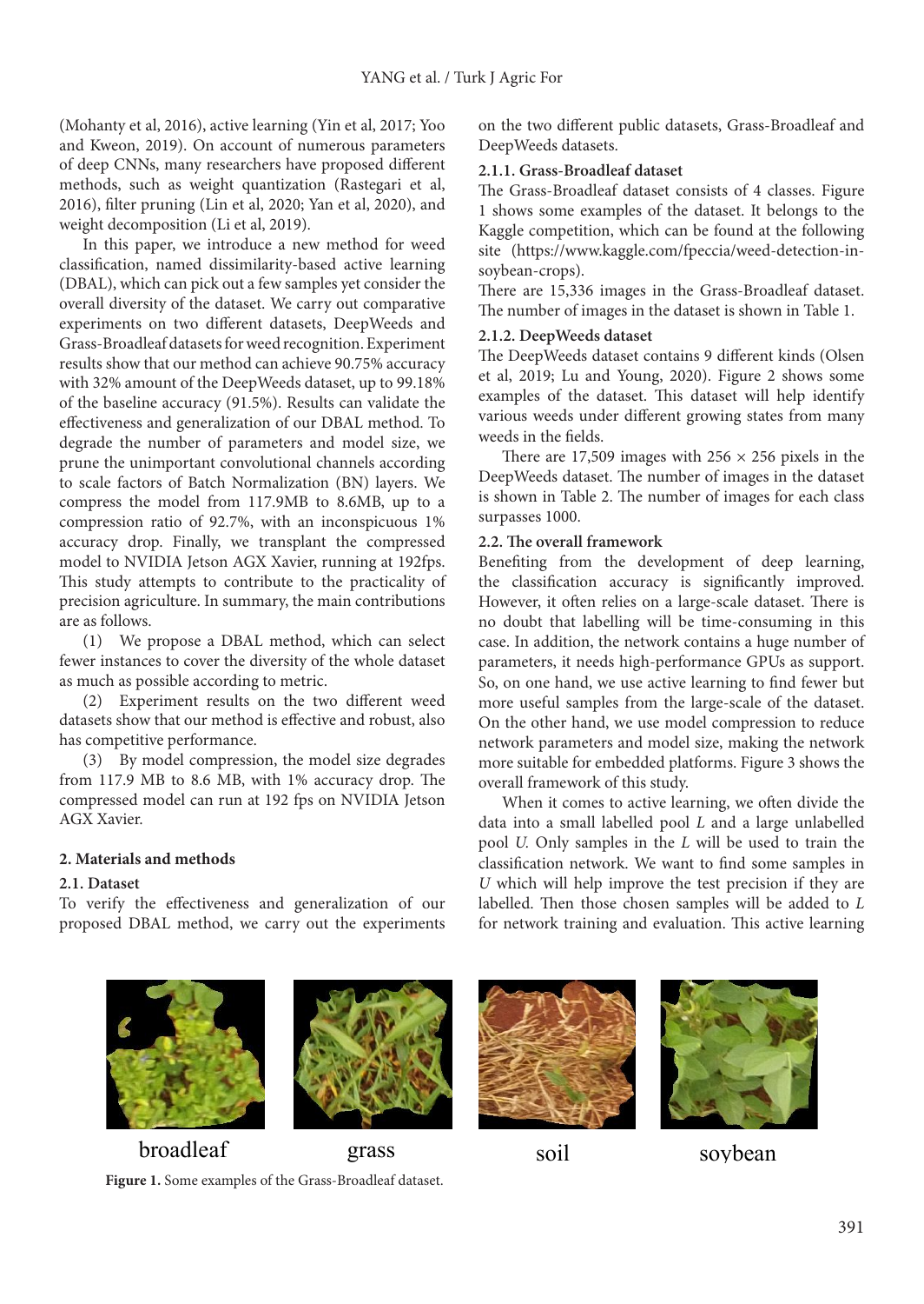(Mohanty et al, 2016), active learning (Yin et al, 2017; Yoo and Kweon, 2019). On account of numerous parameters of deep CNNs, many researchers have proposed different methods, such as weight quantization (Rastegari et al, 2016), filter pruning (Lin et al, 2020; Yan et al, 2020), and weight decomposition (Li et al, 2019).

In this paper, we introduce a new method for weed classification, named dissimilarity-based active learning (DBAL), which can pick out a few samples yet consider the overall diversity of the dataset. We carry out comparative experiments on two different datasets, DeepWeeds and Grass-Broadleaf datasets for weed recognition. Experiment results show that our method can achieve 90.75% accuracy with 32% amount of the DeepWeeds dataset, up to 99.18% of the baseline accuracy (91.5%). Results can validate the effectiveness and generalization of our DBAL method. To degrade the number of parameters and model size, we prune the unimportant convolutional channels according to scale factors of Batch Normalization (BN) layers. We compress the model from 117.9MB to 8.6MB, up to a compression ratio of 92.7%, with an inconspicuous 1% accuracy drop. Finally, we transplant the compressed model to NVIDIA Jetson AGX Xavier, running at 192fps. This study attempts to contribute to the practicality of precision agriculture. In summary, the main contributions are as follows.

(1) We propose a DBAL method, which can select fewer instances to cover the diversity of the whole dataset as much as possible according to metric.

(2) Experiment results on the two different weed datasets show that our method is effective and robust, also has competitive performance.

(3) By model compression, the model size degrades from 117.9 MB to 8.6 MB, with 1% accuracy drop. The compressed model can run at 192 fps on NVIDIA Jetson AGX Xavier.

## 2. Materials and methods

### 2.1. Dataset

To verify the effectiveness and generalization of our proposed DBAL method, we carry out the experiments on the two different public datasets, Grass-Broadleaf and DeepWeeds datasets.

#### 2.1.1. Grass-Broadleaf dataset

The Grass-Broadleaf dataset consists of 4 classes. Figure 1 shows some examples of the dataset. It belongs to the Kaggle competition, which can be found at the following site (https://www.kaggle.com/fpeccia/weed-detection-in-soybean-crops).

There are 15,336 images in the Grass-Broadleaf dataset. The number of images in the dataset is shown in Table 1.

#### 2.1.2. DeepWeeds dataset

The DeepWeeds dataset contains 9 different kinds (Olsen et al, 2019; Lu and Young, 2020). Figure 2 shows some examples of the dataset. This dataset will help identify various weeds under different growing states from many weeds in the fields.

There are 17,509 images with 256 × 256 pixels in the DeepWeeds dataset. The number of images in the dataset is shown in Table 2. The number of images for each class surpasses 1000.

### 2.2. The overall framework

Benefiting from the development of deep learning, the classification accuracy is significantly improved. However, it often relies on a large-scale dataset. There is no doubt that labelling will be time-consuming in this case. In addition, the network contains a huge number of parameters, it needs high-performance GPUs as support. So, on one hand, we use active learning to find fewer but more useful samples from the large-scale of the dataset. On the other hand, we use model compression to reduce network parameters and model size, making the network more suitable for embedded platforms. Figure 3 shows the overall framework of this study.

When it comes to active learning, we often divide the data into a small labelled pool *L* and a large unlabelled pool *U*. Only samples in the *L* will be used to train the classification network. We want to find some samples in *U* which will help improve the test precision if they are labelled. Then those chosen samples will be added to *L* for network training and evaluation. This active learning

broadleaf grass soil soybean

**Figure 1.** Some examples of the Grass-Broadleaf dataset.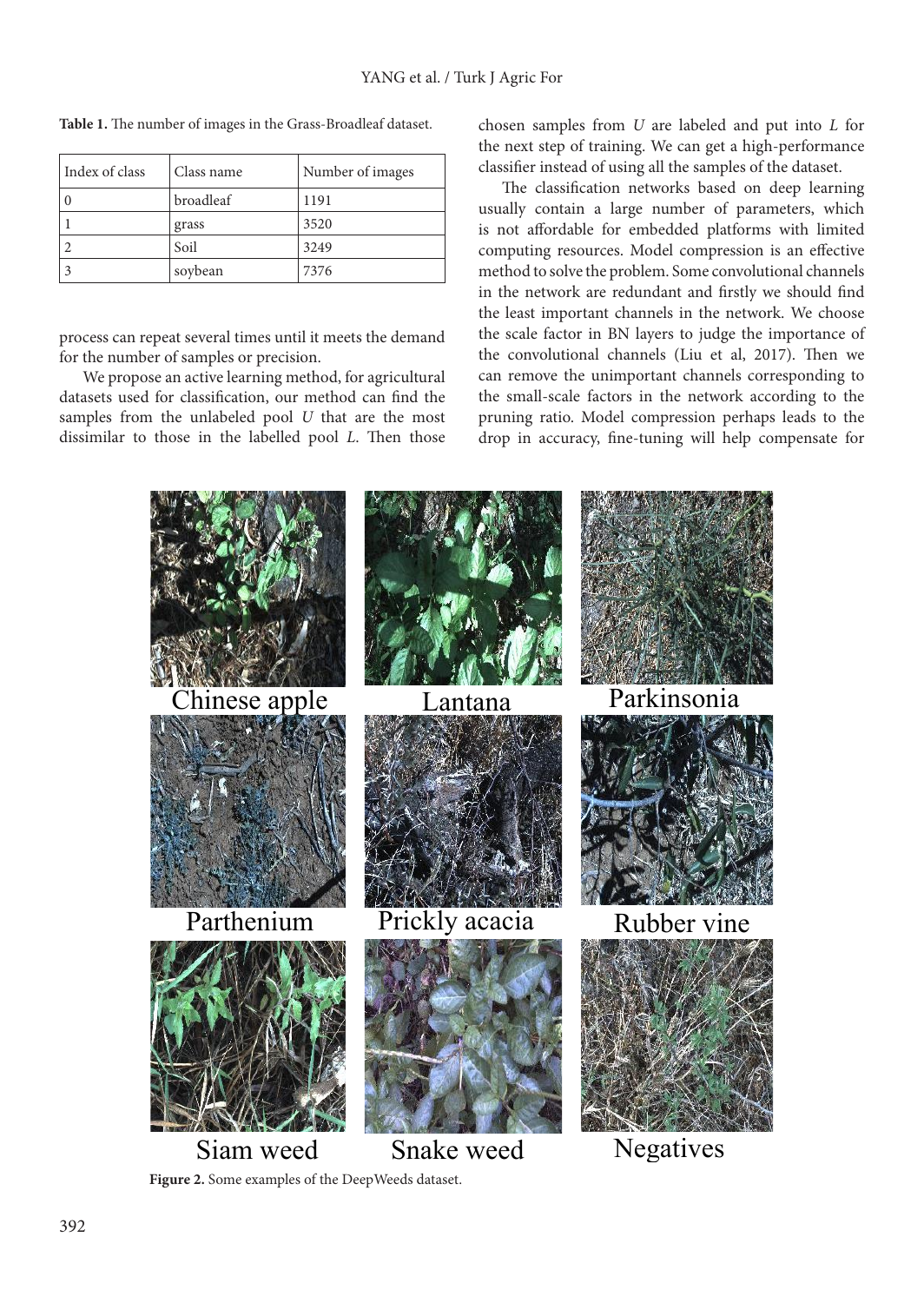**Table 1.** The number of images in the Grass-Broadleaf dataset.

| Index of class | Class name | Number of images |
|---|---|---|
| 0 | broadleaf | 1191 |
| 1 | grass | 3520 |
| 2 | Soil | 3249 |
| 3 | soybean | 7376 |

process can repeat several times until it meets the demand for the number of samples or precision.

We propose an active learning method, for agricultural datasets used for classification, our method can find the samples from the unlabeled pool *U* that are the most dissimilar to those in the labelled pool *L*. Then those chosen samples from *U* are labeled and put into *L* for the next step of training. We can get a high-performance classifier instead of using all the samples of the dataset.

The classification networks based on deep learning usually contain a large number of parameters, which is not affordable for embedded platforms with limited computing resources. Model compression is an effective method to solve the problem. Some convolutional channels in the network are redundant and firstly we should find the least important channels in the network. We choose the scale factor in BN layers to judge the importance of the convolutional channels (Liu et al, 2017). Then we can remove the unimportant channels corresponding to the small-scale factors in the network according to the pruning ratio. Model compression perhaps leads to the drop in accuracy, fine-tuning will help compensate for

**Figure 2.** Some examples of the DeepWeeds dataset.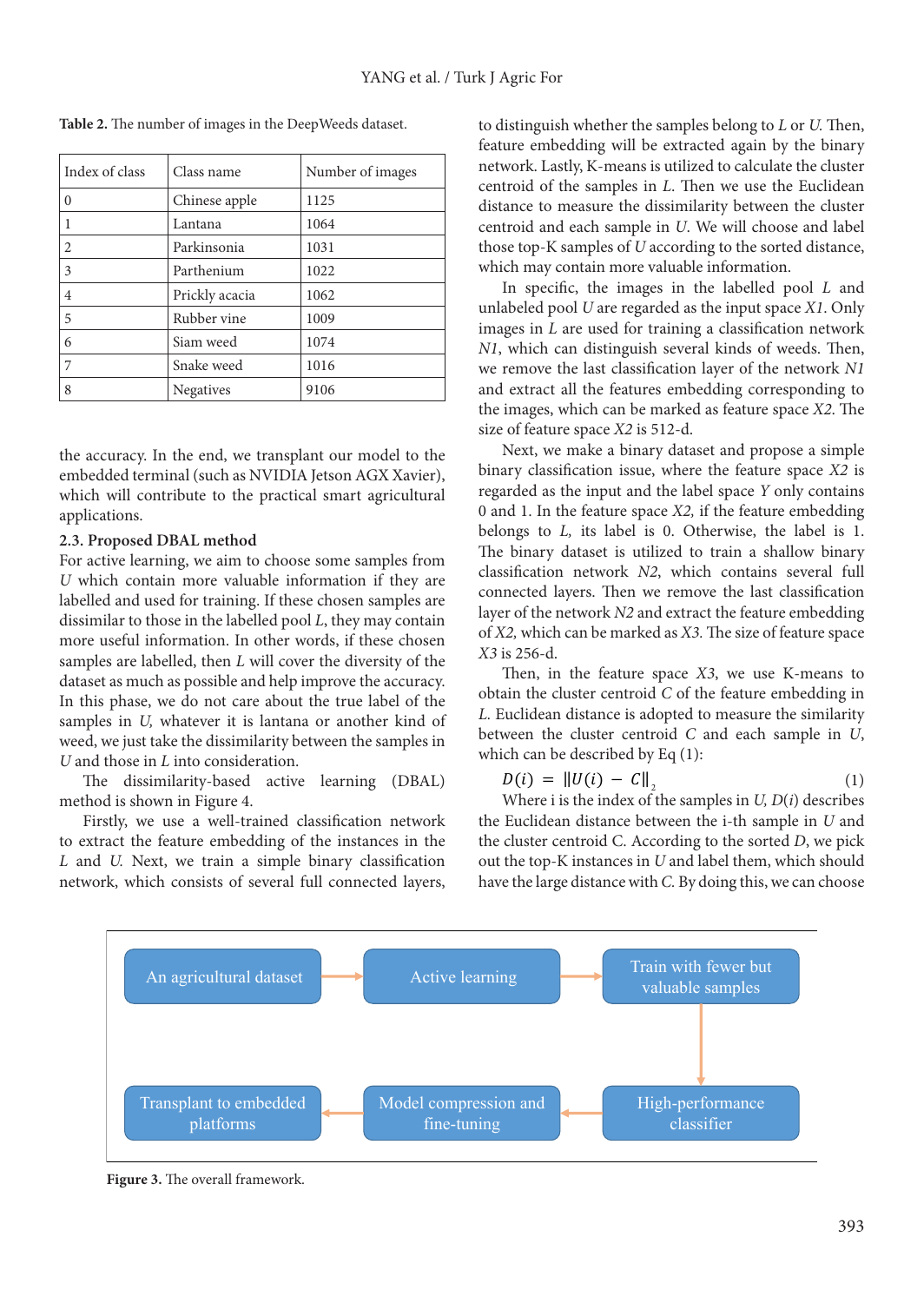Table 2. The number of images in the DeepWeeds dataset.

| Index of class | Class name | Number of images |
|---|---|---|
| 0 | Chinese apple | 1125 |
| 1 | Lantana | 1064 |
| 2 | Parkinsonia | 1031 |
| 3 | Parthenium | 1022 |
| 4 | Prickly acacia | 1062 |
| 5 | Rubber vine | 1009 |
| 6 | Siam weed | 1074 |
| 7 | Snake weed | 1016 |
| 8 | Negatives | 9106 |

the accuracy. In the end, we transplant our model to the embedded terminal (such as NVIDIA Jetson AGX Xavier), which will contribute to the practical smart agricultural applications.

### 2.3. Proposed DBAL method

For active learning, we aim to choose some samples from *U* which contain more valuable information if they are labelled and used for training. If these chosen samples are dissimilar to those in the labelled pool *L*, they may contain more useful information. In other words, if these chosen samples are labelled, then *L* will cover the diversity of the dataset as much as possible and help improve the accuracy. In this phase, we do not care about the true label of the samples in *U*, whatever it is lantana or another kind of weed, we just take the dissimilarity between the samples in *U* and those in *L* into consideration.

The dissimilarity-based active learning (DBAL) method is shown in Figure 4.

Firstly, we use a well-trained classification network to extract the feature embedding of the instances in the *L* and *U*. Next, we train a simple binary classification network, which consists of several full connected layers, to distinguish whether the samples belong to *L* or *U*. Then, feature embedding will be extracted again by the binary network. Lastly, K-means is utilized to calculate the cluster centroid of the samples in *L*. Then we use the Euclidean distance to measure the dissimilarity between the cluster centroid and each sample in *U*. We will choose and label those top-K samples of *U* according to the sorted distance, which may contain more valuable information.

In specific, the images in the labelled pool *L* and unlabeled pool *U* are regarded as the input space *X1*. Only images in *L* are used for training a classification network *N1*, which can distinguish several kinds of weeds. Then, we remove the last classification layer of the network *N1* and extract all the features embedding corresponding to the images, which can be marked as feature space *X2*. The size of feature space *X2* is 512-d.

Next, we make a binary dataset and propose a simple binary classification issue, where the feature space *X2* is regarded as the input and the label space *Y* only contains 0 and 1. In the feature space *X2,* if the feature embedding belongs to *L,* its label is 0. Otherwise, the label is 1. The binary dataset is utilized to train a shallow binary classification network *N2*, which contains several full connected layers. Then we remove the last classification layer of the network *N2* and extract the feature embedding of *X2,* which can be marked as *X3.* The size of feature space *X3* is 256-d.

Then, in the feature space *X3*, we use K-means to obtain the cluster centroid *C* of the feature embedding in *L.* Euclidean distance is adopted to measure the similarity between the cluster centroid *C* and each sample in *U*, which can be described by Eq (1):

$$D(i) = \|U(i) - C\|_2 \quad (1)$$

Where i is the index of the samples in *U, D*(*i*) describes the Euclidean distance between the i-th sample in *U* and the cluster centroid C. According to the sorted *D*, we pick out the top-K instances in *U* and label them, which should have the large distance with *C.* By doing this, we can choose

An agricultural dataset → Active learning → Train with fewer but valuable samples → High-performance classifier → Model compression and fine-tuning → Transplant to embedded platforms

Figure 3. The overall framework.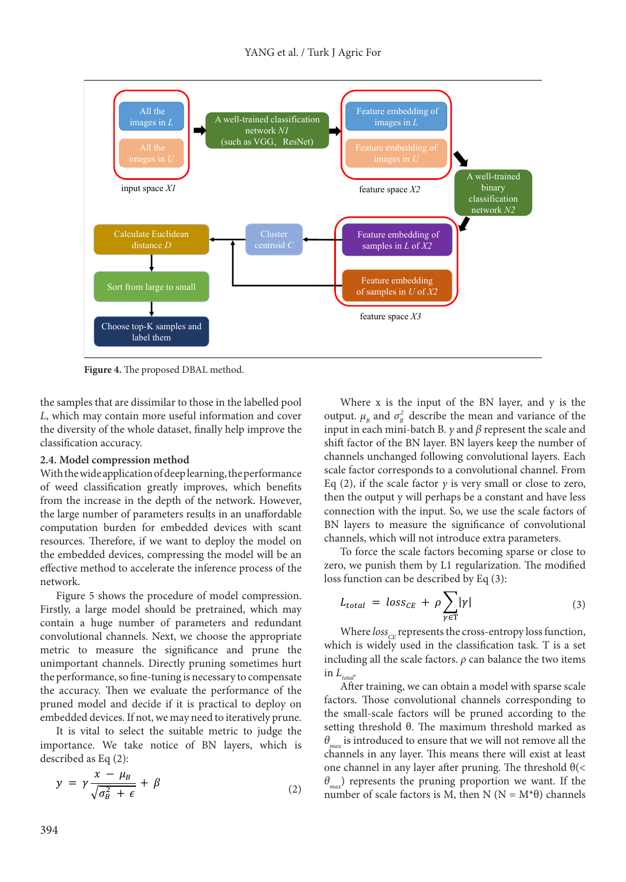Figure 4. The proposed DBAL method.

the samples that are dissimilar to those in the labelled pool *L*, which may contain more useful information and cover the diversity of the whole dataset, finally help improve the classification accuracy.

### 2.4. Model compression method

With the wide application of deep learning, the performance of weed classification greatly improves, which benefits from the increase in the depth of the network. However, the large number of parameters results in an unaffordable computation burden for embedded devices with scant resources. Therefore, if we want to deploy the model on the embedded devices, compressing the model will be an effective method to accelerate the inference process of the network.

Figure 5 shows the procedure of model compression. Firstly, a large model should be pretrained, which may contain a huge number of parameters and redundant convolutional channels. Next, we choose the appropriate metric to measure the significance and prune the unimportant channels. Directly pruning sometimes hurt the performance, so fine-tuning is necessary to compensate the accuracy. Then we evaluate the performance of the pruned model and decide if it is practical to deploy on embedded devices. If not, we may need to iteratively prune.

It is vital to select the suitable metric to judge the importance. We take notice of BN layers, which is described as Eq (2):

$$y = \gamma \frac{x - \mu_B}{\sqrt{\sigma_B^2 + \epsilon}} + \beta \qquad (2)$$

Where x is the input of the BN layer, and y is the output. $\mu_B$ and $\sigma_B^2$ describe the mean and variance of the input in each mini-batch B. $\gamma$ and $\beta$ represent the scale and shift factor of the BN layer. BN layers keep the number of channels unchanged following convolutional layers. Each scale factor corresponds to a convolutional channel. From Eq (2), if the scale factor $\gamma$ is very small or close to zero, then the output y will perhaps be a constant and have less connection with the input. So, we use the scale factors of BN layers to measure the significance of convolutional channels, which will not introduce extra parameters.

To force the scale factors becoming sparse or close to zero, we punish them by L1 regularization. The modified loss function can be described by Eq (3):

$$L_{total} = loss_{CE} + \rho \sum_{\gamma \in T} |\gamma| \qquad (3)$$

Where $loss_{CE}$ represents the cross-entropy loss function, which is widely used in the classification task. T is a set including all the scale factors. $\rho$ can balance the two items in $L_{total}$.

After training, we can obtain a model with sparse scale factors. Those convolutional channels corresponding to the small-scale factors will be pruned according to the setting threshold θ. The maximum threshold marked as $\theta_{max}$ is introduced to ensure that we will not remove all the channels in any layer. This means there will exist at least one channel in any layer after pruning. The threshold θ(< $\theta_{max}$) represents the pruning proportion we want. If the number of scale factors is M, then N (N = M*θ) channels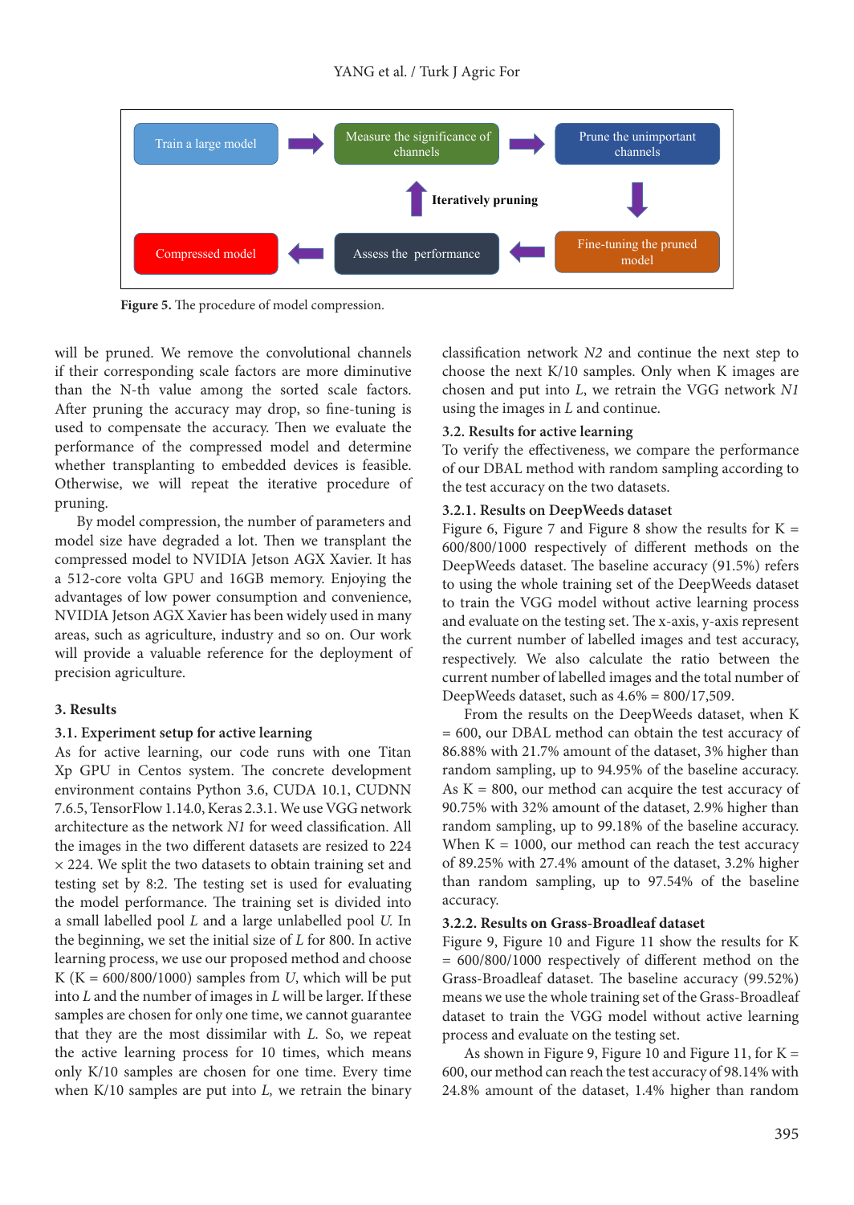Train a large model → Measure the significance of channels → Prune the unimportant channels → Fine-tuning the pruned model → Assess the performance → Compressed model

Iteratively pruning

**Figure 5.** The procedure of model compression.

will be pruned. We remove the convolutional channels if their corresponding scale factors are more diminutive than the N-th value among the sorted scale factors. After pruning the accuracy may drop, so fine-tuning is used to compensate the accuracy. Then we evaluate the performance of the compressed model and determine whether transplanting to embedded devices is feasible. Otherwise, we will repeat the iterative procedure of pruning.

By model compression, the number of parameters and model size have degraded a lot. Then we transplant the compressed model to NVIDIA Jetson AGX Xavier. It has a 512-core volta GPU and 16GB memory. Enjoying the advantages of low power consumption and convenience, NVIDIA Jetson AGX Xavier has been widely used in many areas, such as agriculture, industry and so on. Our work will provide a valuable reference for the deployment of precision agriculture.

## 3. Results

### 3.1. Experiment setup for active learning

As for active learning, our code runs with one Titan Xp GPU in Centos system. The concrete development environment contains Python 3.6, CUDA 10.1, CUDNN 7.6.5, TensorFlow 1.14.0, Keras 2.3.1. We use VGG network architecture as the network *N1* for weed classification. All the images in the two different datasets are resized to 224 × 224. We split the two datasets to obtain training set and testing set by 8:2. The testing set is used for evaluating the model performance. The training set is divided into a small labelled pool *L* and a large unlabelled pool *U*. In the beginning, we set the initial size of *L* for 800. In active learning process, we use our proposed method and choose K (K = 600/800/1000) samples from *U*, which will be put into *L* and the number of images in *L* will be larger. If these samples are chosen for only one time, we cannot guarantee that they are the most dissimilar with *L*. So, we repeat the active learning process for 10 times, which means only K/10 samples are chosen for one time. Every time when K/10 samples are put into *L*, we retrain the binary classification network *N2* and continue the next step to choose the next K/10 samples. Only when K images are chosen and put into *L*, we retrain the VGG network *N1* using the images in *L* and continue.

### 3.2. Results for active learning

To verify the effectiveness, we compare the performance of our DBAL method with random sampling according to the test accuracy on the two datasets.

#### 3.2.1. Results on DeepWeeds dataset

Figure 6, Figure 7 and Figure 8 show the results for K = 600/800/1000 respectively of different methods on the DeepWeeds dataset. The baseline accuracy (91.5%) refers to using the whole training set of the DeepWeeds dataset to train the VGG model without active learning process and evaluate on the testing set. The x-axis, y-axis represent the current number of labelled images and test accuracy, respectively. We also calculate the ratio between the current number of labelled images and the total number of DeepWeeds dataset, such as 4.6% = 800/17,509.

From the results on the DeepWeeds dataset, when K = 600, our DBAL method can obtain the test accuracy of 86.88% with 21.7% amount of the dataset, 3% higher than random sampling, up to 94.95% of the baseline accuracy. As K = 800, our method can acquire the test accuracy of 90.75% with 32% amount of the dataset, 2.9% higher than random sampling, up to 99.18% of the baseline accuracy. When K = 1000, our method can reach the test accuracy of 89.25% with 27.4% amount of the dataset, 3.2% higher than random sampling, up to 97.54% of the baseline accuracy.

#### 3.2.2. Results on Grass-Broadleaf dataset

Figure 9, Figure 10 and Figure 11 show the results for K = 600/800/1000 respectively of different method on the Grass-Broadleaf dataset. The baseline accuracy (99.52%) means we use the whole training set of the Grass-Broadleaf dataset to train the VGG model without active learning process and evaluate on the testing set.

As shown in Figure 9, Figure 10 and Figure 11, for K = 600, our method can reach the test accuracy of 98.14% with 24.8% amount of the dataset, 1.4% higher than random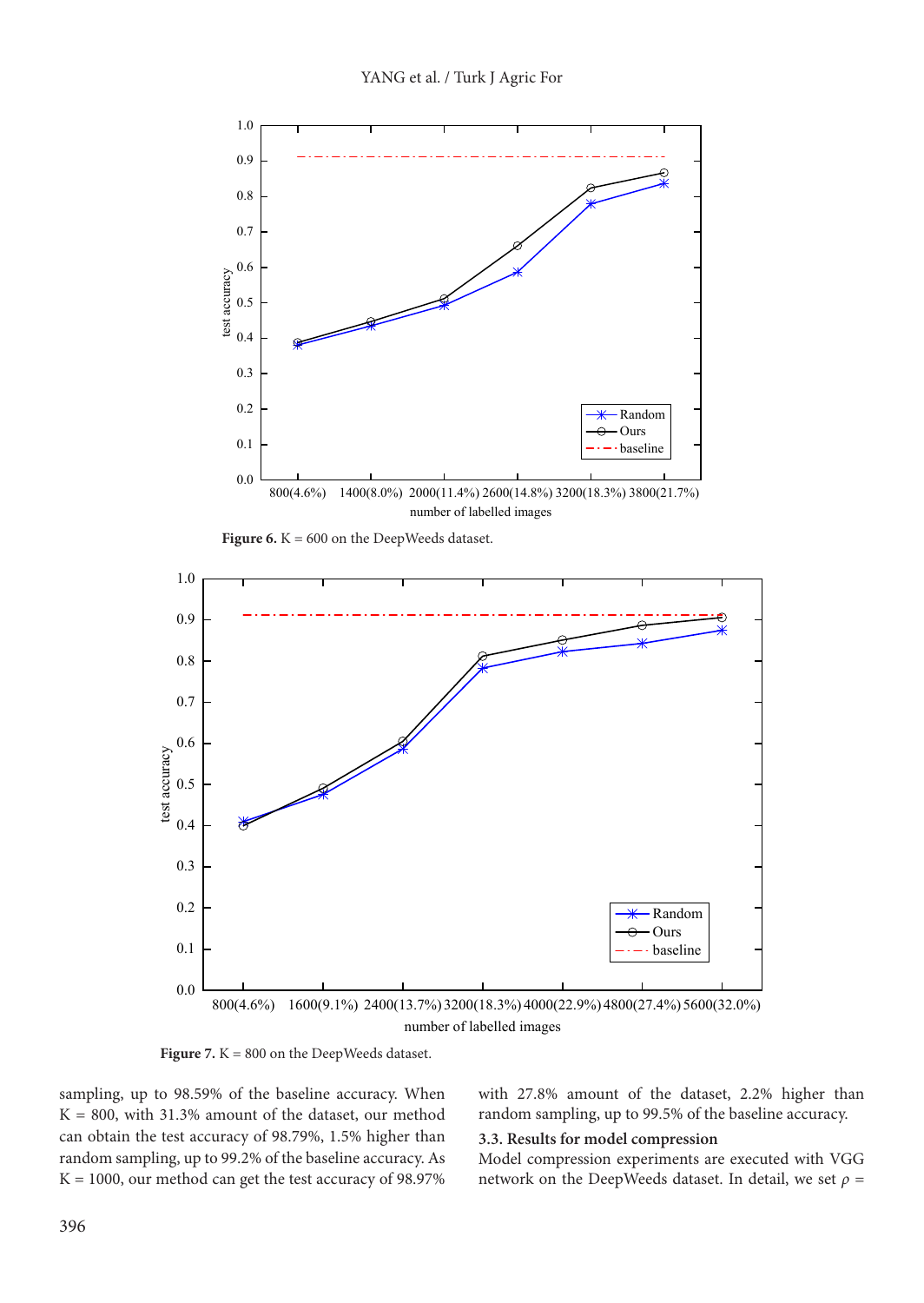Figure 6. K = 600 on the DeepWeeds dataset.

Figure 7. K = 800 on the DeepWeeds dataset.

sampling, up to 98.59% of the baseline accuracy. When K = 800, with 31.3% amount of the dataset, our method can obtain the test accuracy of 98.79%, 1.5% higher than random sampling, up to 99.2% of the baseline accuracy. As K = 1000, our method can get the test accuracy of 98.97% with 27.8% amount of the dataset, 2.2% higher than random sampling, up to 99.5% of the baseline accuracy.

### 3.3. Results for model compression

Model compression experiments are executed with VGG network on the DeepWeeds dataset. In detail, we set $\rho$ =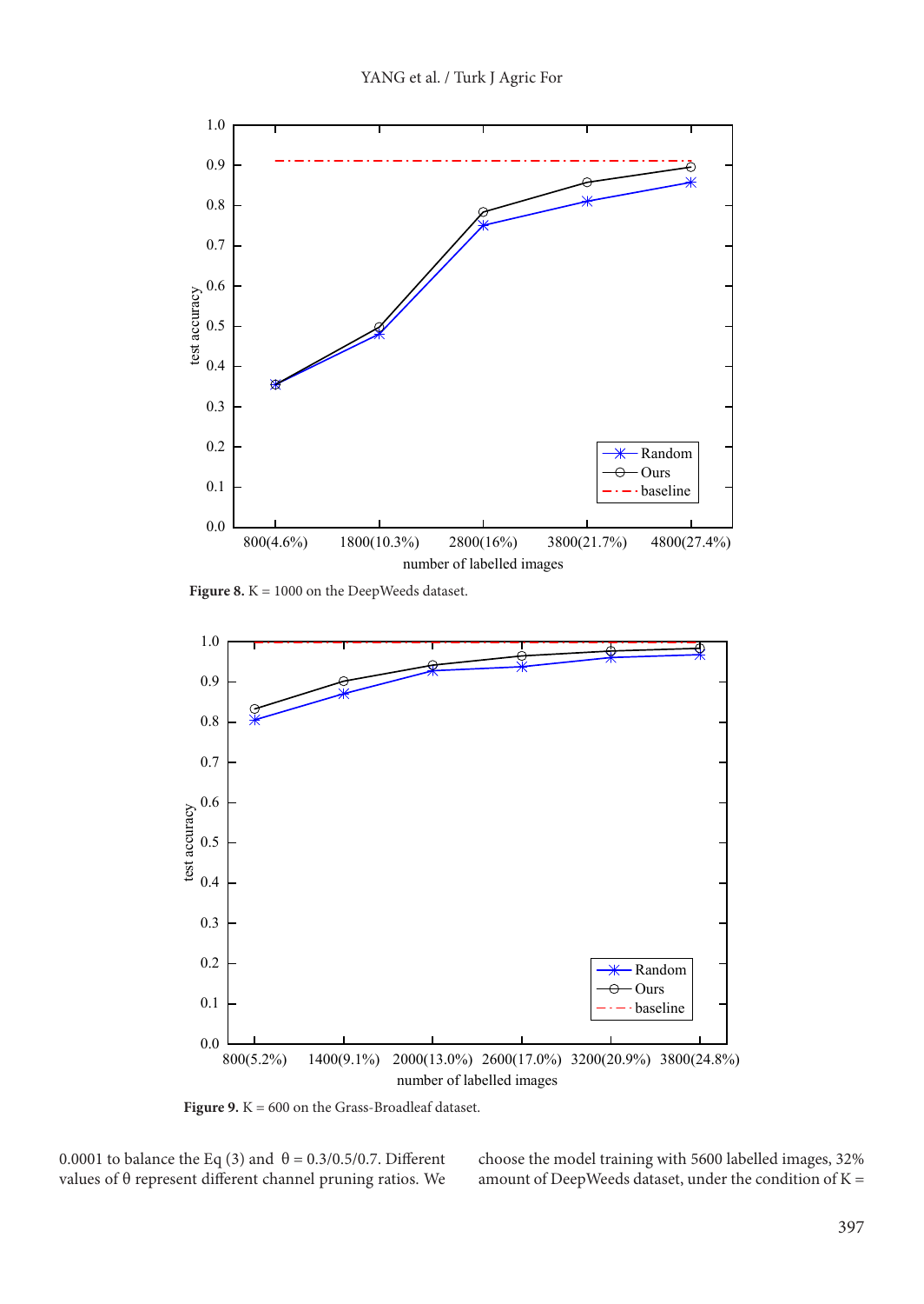Figure 8. K = 1000 on the DeepWeeds dataset.

Figure 9. K = 600 on the Grass-Broadleaf dataset.

0.0001 to balance the Eq (3) and θ = 0.3/0.5/0.7. Different values of θ represent different channel pruning ratios. We choose the model training with 5600 labelled images, 32% amount of DeepWeeds dataset, under the condition of K =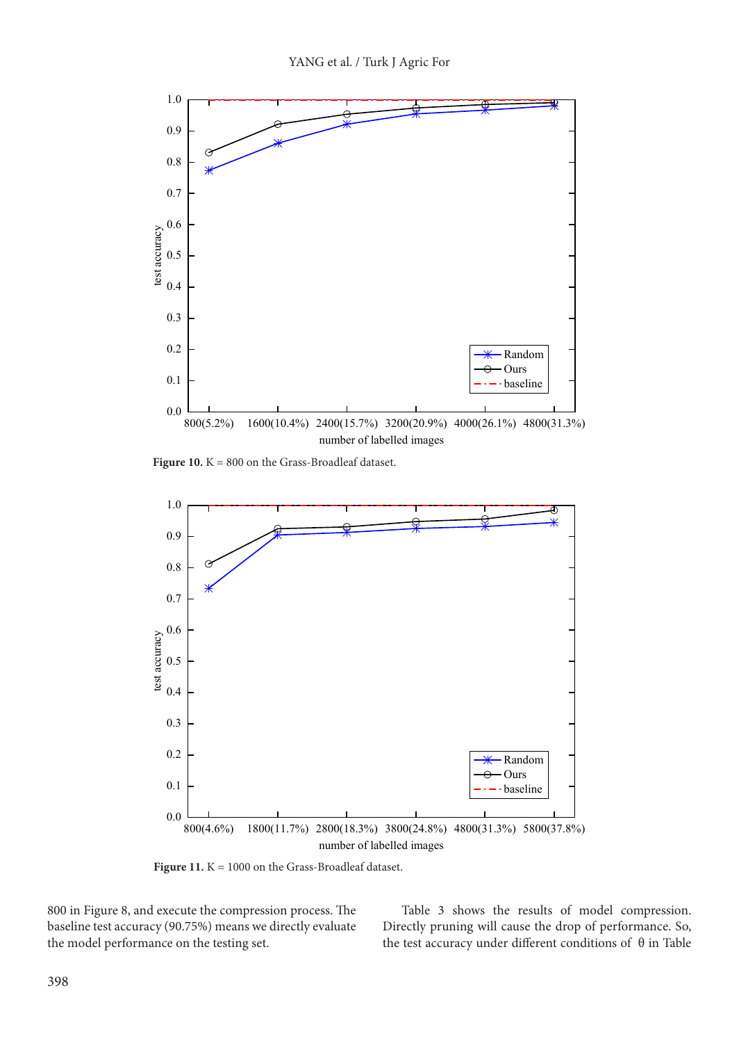Figure 10. K = 800 on the Grass-Broadleaf dataset.

Figure 11. K = 1000 on the Grass-Broadleaf dataset.

800 in Figure 8, and execute the compression process. The baseline test accuracy (90.75%) means we directly evaluate the model performance on the testing set.

Table 3 shows the results of model compression. Directly pruning will cause the drop of performance. So, the test accuracy under different conditions of θ in Table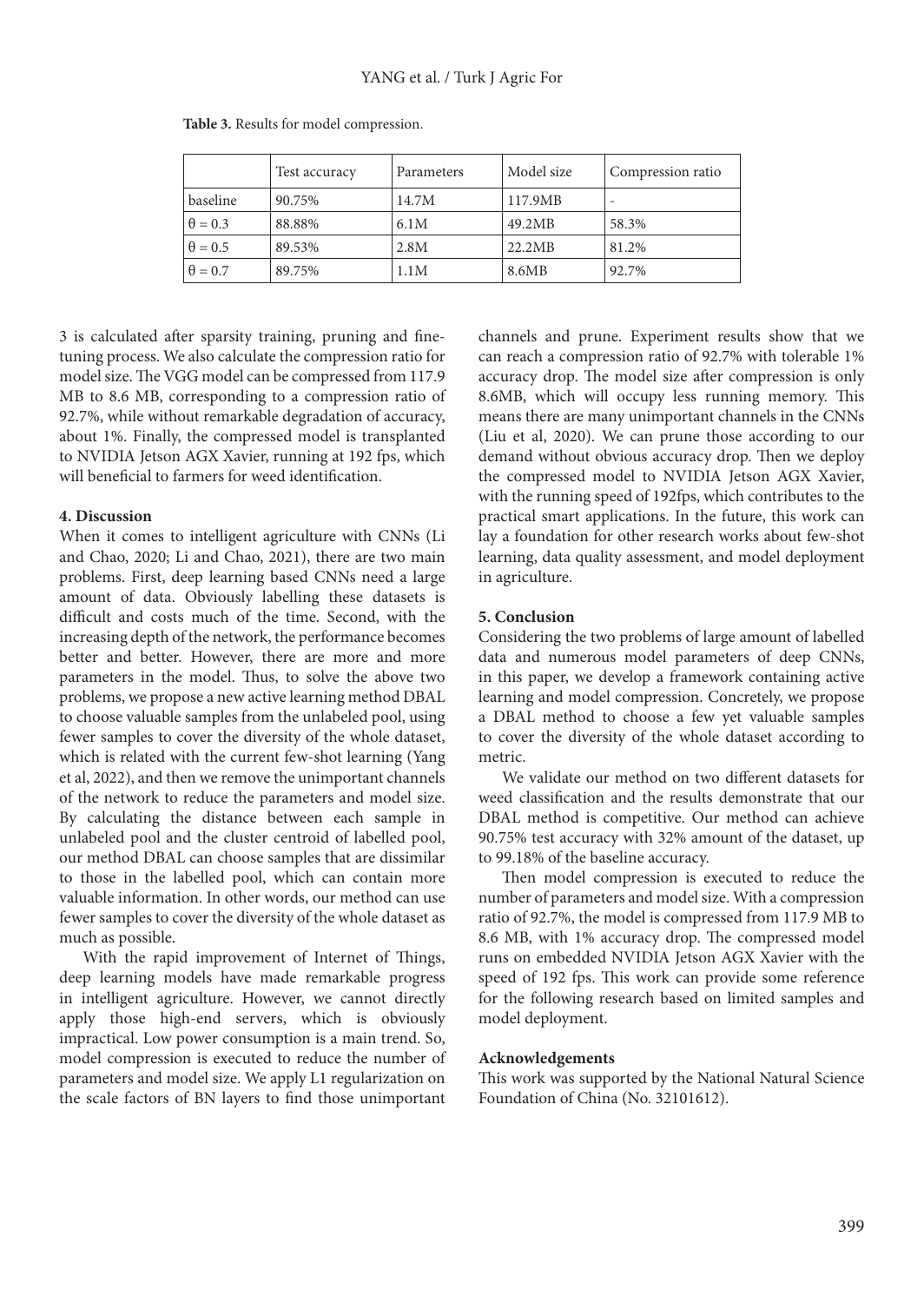**Table 3.** Results for model compression.

| | Test accuracy | Parameters | Model size | Compression ratio |
|---|---|---|---|---|
| baseline | 90.75% | 14.7M | 117.9MB | - |
| $\theta = 0.3$ | 88.88% | 6.1M | 49.2MB | 58.3% |
| $\theta = 0.5$ | 89.53% | 2.8M | 22.2MB | 81.2% |
| $\theta = 0.7$ | 89.75% | 1.1M | 8.6MB | 92.7% |

3 is calculated after sparsity training, pruning and fine-tuning process. We also calculate the compression ratio for model size. The VGG model can be compressed from 117.9 MB to 8.6 MB, corresponding to a compression ratio of 92.7%, while without remarkable degradation of accuracy, about 1%. Finally, the compressed model is transplanted to NVIDIA Jetson AGX Xavier, running at 192 fps, which will beneficial to farmers for weed identification.

## 4. Discussion

When it comes to intelligent agriculture with CNNs (Li and Chao, 2020; Li and Chao, 2021), there are two main problems. First, deep learning based CNNs need a large amount of data. Obviously labelling these datasets is difficult and costs much of the time. Second, with the increasing depth of the network, the performance becomes better and better. However, there are more and more parameters in the model. Thus, to solve the above two problems, we propose a new active learning method DBAL to choose valuable samples from the unlabeled pool, using fewer samples to cover the diversity of the whole dataset, which is related with the current few-shot learning (Yang et al, 2022), and then we remove the unimportant channels of the network to reduce the parameters and model size. By calculating the distance between each sample in unlabeled pool and the cluster centroid of labelled pool, our method DBAL can choose samples that are dissimilar to those in the labelled pool, which can contain more valuable information. In other words, our method can use fewer samples to cover the diversity of the whole dataset as much as possible.

With the rapid improvement of Internet of Things, deep learning models have made remarkable progress in intelligent agriculture. However, we cannot directly apply those high-end servers, which is obviously impractical. Low power consumption is a main trend. So, model compression is executed to reduce the number of parameters and model size. We apply L1 regularization on the scale factors of BN layers to find those unimportant channels and prune. Experiment results show that we can reach a compression ratio of 92.7% with tolerable 1% accuracy drop. The model size after compression is only 8.6MB, which will occupy less running memory. This means there are many unimportant channels in the CNNs (Liu et al, 2020). We can prune those according to our demand without obvious accuracy drop. Then we deploy the compressed model to NVIDIA Jetson AGX Xavier, with the running speed of 192fps, which contributes to the practical smart applications. In the future, this work can lay a foundation for other research works about few-shot learning, data quality assessment, and model deployment in agriculture.

## 5. Conclusion

Considering the two problems of large amount of labelled data and numerous model parameters of deep CNNs, in this paper, we develop a framework containing active learning and model compression. Concretely, we propose a DBAL method to choose a few yet valuable samples to cover the diversity of the whole dataset according to metric.

We validate our method on two different datasets for weed classification and the results demonstrate that our DBAL method is competitive. Our method can achieve 90.75% test accuracy with 32% amount of the dataset, up to 99.18% of the baseline accuracy.

Then model compression is executed to reduce the number of parameters and model size. With a compression ratio of 92.7%, the model is compressed from 117.9 MB to 8.6 MB, with 1% accuracy drop. The compressed model runs on embedded NVIDIA Jetson AGX Xavier with the speed of 192 fps. This work can provide some reference for the following research based on limited samples and model deployment.

## Acknowledgements

This work was supported by the National Natural Science Foundation of China (No. 32101612).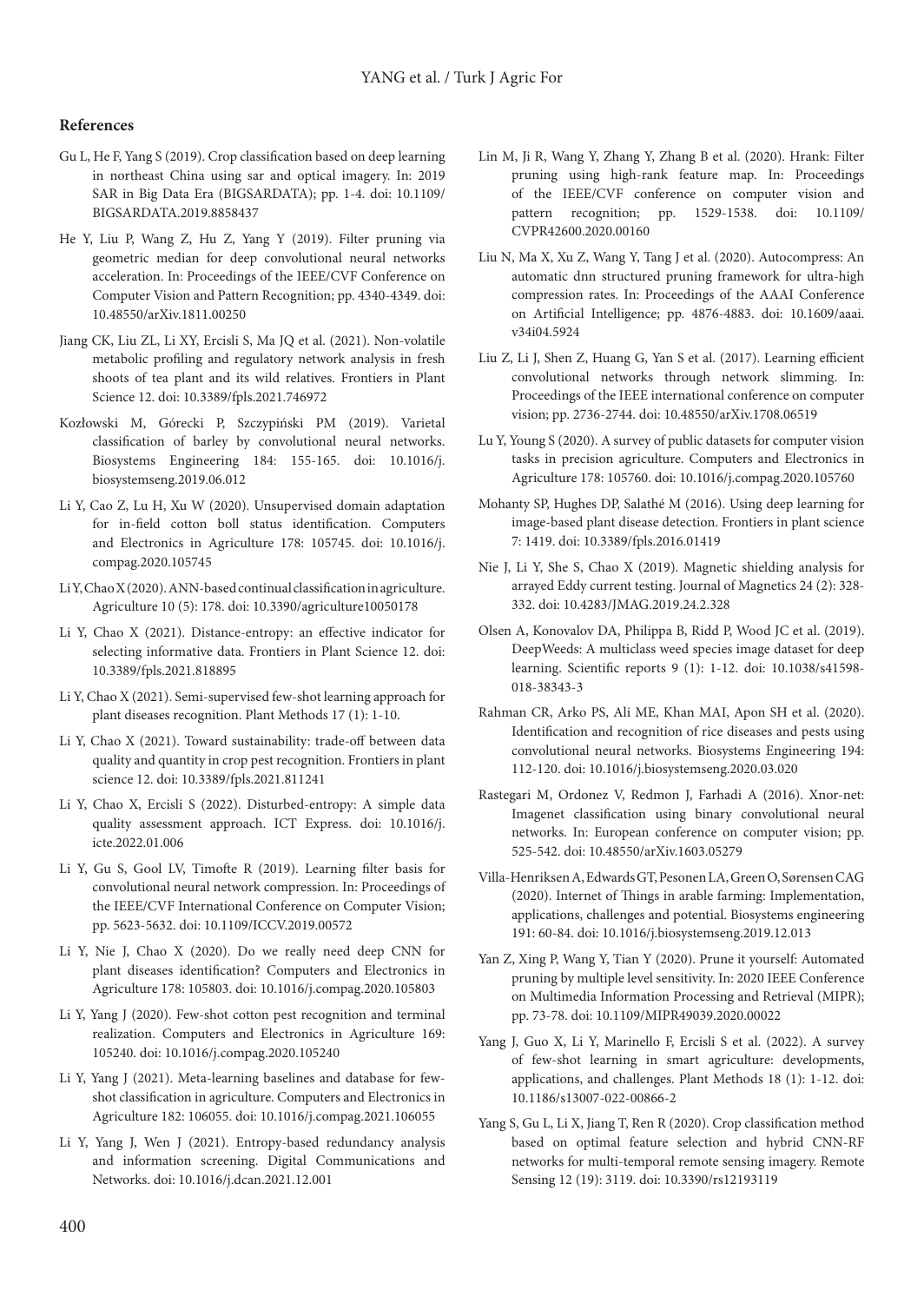## References

Gu L, He F, Yang S (2019). Crop classification based on deep learning in northeast China using sar and optical imagery. In: 2019 SAR in Big Data Era (BIGSARDATA); pp. 1-4. doi: 10.1109/BIGSARDATA.2019.8858437

He Y, Liu P, Wang Z, Hu Z, Yang Y (2019). Filter pruning via geometric median for deep convolutional neural networks acceleration. In: Proceedings of the IEEE/CVF Conference on Computer Vision and Pattern Recognition; pp. 4340-4349. doi: 10.48550/arXiv.1811.00250

Jiang CK, Liu ZL, Li XY, Ercisli S, Ma JQ et al. (2021). Non-volatile metabolic profiling and regulatory network analysis in fresh shoots of tea plant and its wild relatives. Frontiers in Plant Science 12. doi: 10.3389/fpls.2021.746972

Kozłowski M, Górecki P, Szczypiński PM (2019). Varietal classification of barley by convolutional neural networks. Biosystems Engineering 184: 155-165. doi: 10.1016/j.biosystemseng.2019.06.012

Li Y, Cao Z, Lu H, Xu W (2020). Unsupervised domain adaptation for in-field cotton boll status identification. Computers and Electronics in Agriculture 178: 105745. doi: 10.1016/j.compag.2020.105745

Li Y, Chao X (2020). ANN-based continual classification in agriculture. Agriculture 10 (5): 178. doi: 10.3390/agriculture10050178

Li Y, Chao X (2021). Distance-entropy: an effective indicator for selecting informative data. Frontiers in Plant Science 12. doi: 10.3389/fpls.2021.818895

Li Y, Chao X (2021). Semi-supervised few-shot learning approach for plant diseases recognition. Plant Methods 17 (1): 1-10.

Li Y, Chao X (2021). Toward sustainability: trade-off between data quality and quantity in crop pest recognition. Frontiers in plant science 12. doi: 10.3389/fpls.2021.811241

Li Y, Chao X, Ercisli S (2022). Disturbed-entropy: A simple data quality assessment approach. ICT Express. doi: 10.1016/j.icte.2022.01.006

Li Y, Gu S, Gool LV, Timofte R (2019). Learning filter basis for convolutional neural network compression. In: Proceedings of the IEEE/CVF International Conference on Computer Vision; pp. 5623-5632. doi: 10.1109/ICCV.2019.00572

Li Y, Nie J, Chao X (2020). Do we really need deep CNN for plant diseases identification? Computers and Electronics in Agriculture 178: 105803. doi: 10.1016/j.compag.2020.105803

Li Y, Yang J (2020). Few-shot cotton pest recognition and terminal realization. Computers and Electronics in Agriculture 169: 105240. doi: 10.1016/j.compag.2020.105240

Li Y, Yang J (2021). Meta-learning baselines and database for few-shot classification in agriculture. Computers and Electronics in Agriculture 182: 106055. doi: 10.1016/j.compag.2021.106055

Li Y, Yang J, Wen J (2021). Entropy-based redundancy analysis and information screening. Digital Communications and Networks. doi: 10.1016/j.dcan.2021.12.001

Lin M, Ji R, Wang Y, Zhang Y, Zhang B et al. (2020). Hrank: Filter pruning using high-rank feature map. In: Proceedings of the IEEE/CVF conference on computer vision and pattern recognition; pp. 1529-1538. doi: 10.1109/CVPR42600.2020.00160

Liu N, Ma X, Xu Z, Wang Y, Tang J et al. (2020). Autocompress: An automatic dnn structured pruning framework for ultra-high compression rates. In: Proceedings of the AAAI Conference on Artificial Intelligence; pp. 4876-4883. doi: 10.1609/aaai.v34i04.5924

Liu Z, Li J, Shen Z, Huang G, Yan S et al. (2017). Learning efficient convolutional networks through network slimming. In: Proceedings of the IEEE international conference on computer vision; pp. 2736-2744. doi: 10.48550/arXiv.1708.06519

Lu Y, Young S (2020). A survey of public datasets for computer vision tasks in precision agriculture. Computers and Electronics in Agriculture 178: 105760. doi: 10.1016/j.compag.2020.105760

Mohanty SP, Hughes DP, Salathé M (2016). Using deep learning for image-based plant disease detection. Frontiers in plant science 7: 1419. doi: 10.3389/fpls.2016.01419

Nie J, Li Y, She S, Chao X (2019). Magnetic shielding analysis for arrayed Eddy current testing. Journal of Magnetics 24 (2): 328-332. doi: 10.4283/JMAG.2019.24.2.328

Olsen A, Konovalov DA, Philippa B, Ridd P, Wood JC et al. (2019). DeepWeeds: A multiclass weed species image dataset for deep learning. Scientific reports 9 (1): 1-12. doi: 10.1038/s41598-018-38343-3

Rahman CR, Arko PS, Ali ME, Khan MAI, Apon SH et al. (2020). Identification and recognition of rice diseases and pests using convolutional neural networks. Biosystems Engineering 194: 112-120. doi: 10.1016/j.biosystemseng.2020.03.020

Rastegari M, Ordonez V, Redmon J, Farhadi A (2016). Xnor-net: Imagenet classification using binary convolutional neural networks. In: European conference on computer vision; pp. 525-542. doi: 10.48550/arXiv.1603.05279

Villa-Henriksen A, Edwards GT, Pesonen LA, Green O, Sørensen CAG (2020). Internet of Things in arable farming: Implementation, applications, challenges and potential. Biosystems engineering 191: 60-84. doi: 10.1016/j.biosystemseng.2019.12.013

Yan Z, Xing P, Wang Y, Tian Y (2020). Prune it yourself: Automated pruning by multiple level sensitivity. In: 2020 IEEE Conference on Multimedia Information Processing and Retrieval (MIPR); pp. 73-78. doi: 10.1109/MIPR49039.2020.00022

Yang J, Guo X, Li Y, Marinello F, Ercisli S et al. (2022). A survey of few-shot learning in smart agriculture: developments, applications, and challenges. Plant Methods 18 (1): 1-12. doi: 10.1186/s13007-022-00866-2

Yang S, Gu L, Li X, Jiang T, Ren R (2020). Crop classification method based on optimal feature selection and hybrid CNN-RF networks for multi-temporal remote sensing imagery. Remote Sensing 12 (19): 3119. doi: 10.3390/rs12193119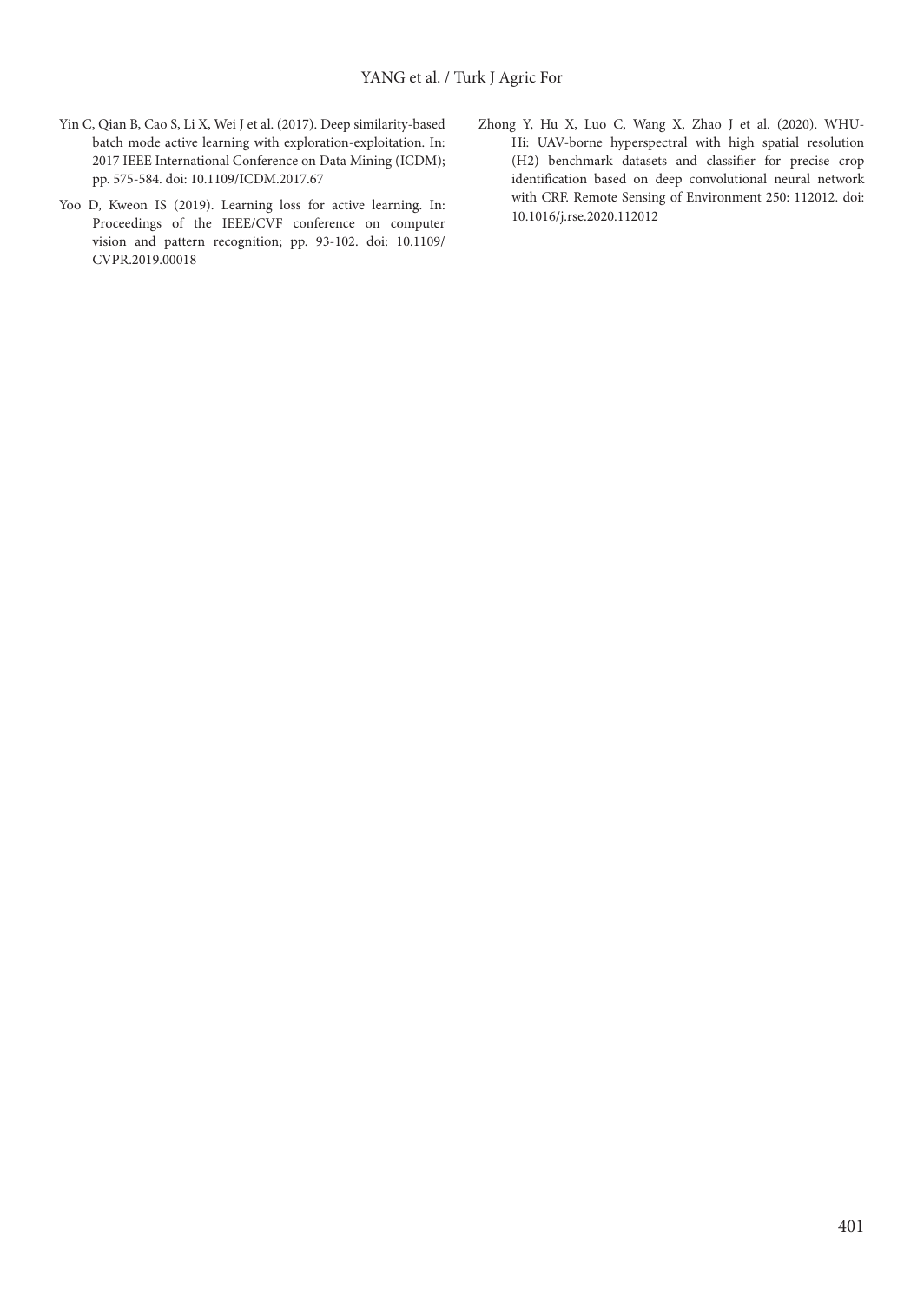Yin C, Qian B, Cao S, Li X, Wei J et al. (2017). Deep similarity-based batch mode active learning with exploration-exploitation. In: 2017 IEEE International Conference on Data Mining (ICDM); pp. 575-584. doi: 10.1109/ICDM.2017.67

Yoo D, Kweon IS (2019). Learning loss for active learning. In: Proceedings of the IEEE/CVF conference on computer vision and pattern recognition; pp. 93-102. doi: 10.1109/CVPR.2019.00018

Zhong Y, Hu X, Luo C, Wang X, Zhao J et al. (2020). WHU-Hi: UAV-borne hyperspectral with high spatial resolution (H2) benchmark datasets and classifier for precise crop identification based on deep convolutional neural network with CRF. Remote Sensing of Environment 250: 112012. doi: 10.1016/j.rse.2020.112012